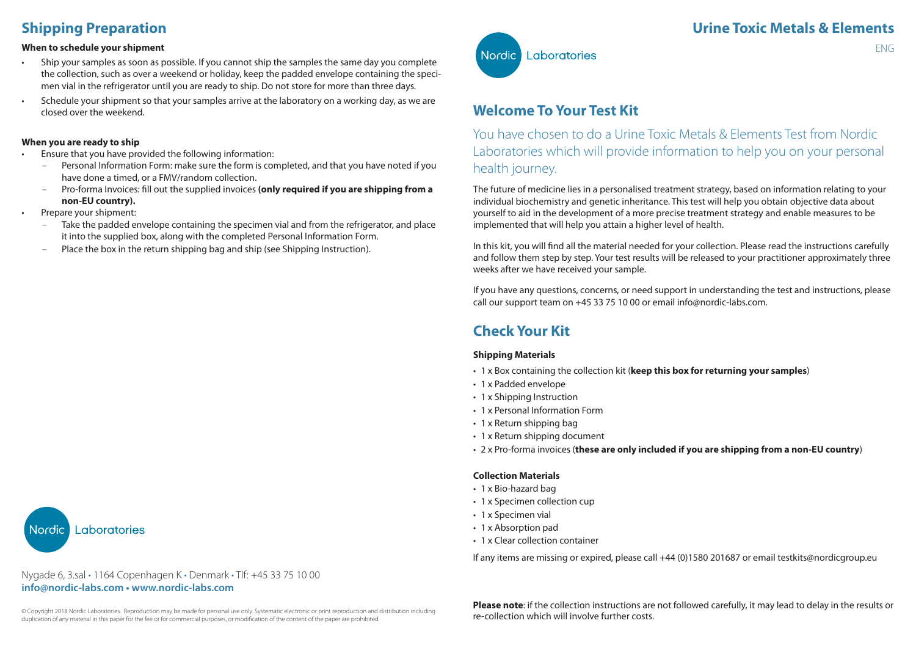## Shipping Preparation

**When to schedule your shipment**

- Ship your samples as soon as possible. If you cannot ship the samples the same day you complete the collection, such as over a weekend or holiday, keep the padded envelope containing the specimen vial in the refrigerator until you are ready to ship. Do not store for more than three days.
- Schedule your shipment so that your samples arrive at the laboratory on a working day, as we are closed over the weekend.

**When you are ready to ship**

- Ensure that you have provided the following information:
  - Personal Information Form: make sure the form is completed, and that you have noted if you have done a timed, or a FMV/random collection.
  - Pro-forma Invoices: fill out the supplied invoices **(only required if you are shipping from a non-EU country).**
- Prepare your shipment:
  - Take the padded envelope containing the specimen vial and from the refrigerator, and place it into the supplied box, along with the completed Personal Information Form.
  - Place the box in the return shipping bag and ship (see Shipping Instruction).

Nordic Laboratories

Nygade 6, 3.sal • 1164 Copenhagen K • Denmark • Tlf: +45 33 75 10 00
**info@nordic-labs.com • www.nordic-labs.com**

© Copyright 2018 Nordic Laboratories. Reproduction may be made for personal use only. Systematic electronic or print reproduction and distribution including duplication of any material in this paper for the fee or for commercial purposes, or modification of the content of the paper are prohibited.

# Urine Toxic Metals & Elements

ENG

Nordic Laboratories

## Welcome To Your Test Kit

You have chosen to do a Urine Toxic Metals & Elements Test from Nordic Laboratories which will provide information to help you on your personal health journey.

The future of medicine lies in a personalised treatment strategy, based on information relating to your individual biochemistry and genetic inheritance. This test will help you obtain objective data about yourself to aid in the development of a more precise treatment strategy and enable measures to be implemented that will help you attain a higher level of health.

In this kit, you will find all the material needed for your collection. Please read the instructions carefully and follow them step by step. Your test results will be released to your practitioner approximately three weeks after we have received your sample.

If you have any questions, concerns, or need support in understanding the test and instructions, please call our support team on +45 33 75 10 00 or email info@nordic-labs.com.

## Check Your Kit

**Shipping Materials**

- 1 x Box containing the collection kit (**keep this box for returning your samples**)
- 1 x Padded envelope
- 1 x Shipping Instruction
- 1 x Personal Information Form
- 1 x Return shipping bag
- 1 x Return shipping document
- 2 x Pro-forma invoices (**these are only included if you are shipping from a non-EU country**)

**Collection Materials**

- 1 x Bio-hazard bag
- 1 x Specimen collection cup
- 1 x Specimen vial
- 1 x Absorption pad
- 1 x Clear collection container

If any items are missing or expired, please call +44 (0)1580 201687 or email testkits@nordicgroup.eu

**Please note**: if the collection instructions are not followed carefully, it may lead to delay in the results or re-collection which will involve further costs.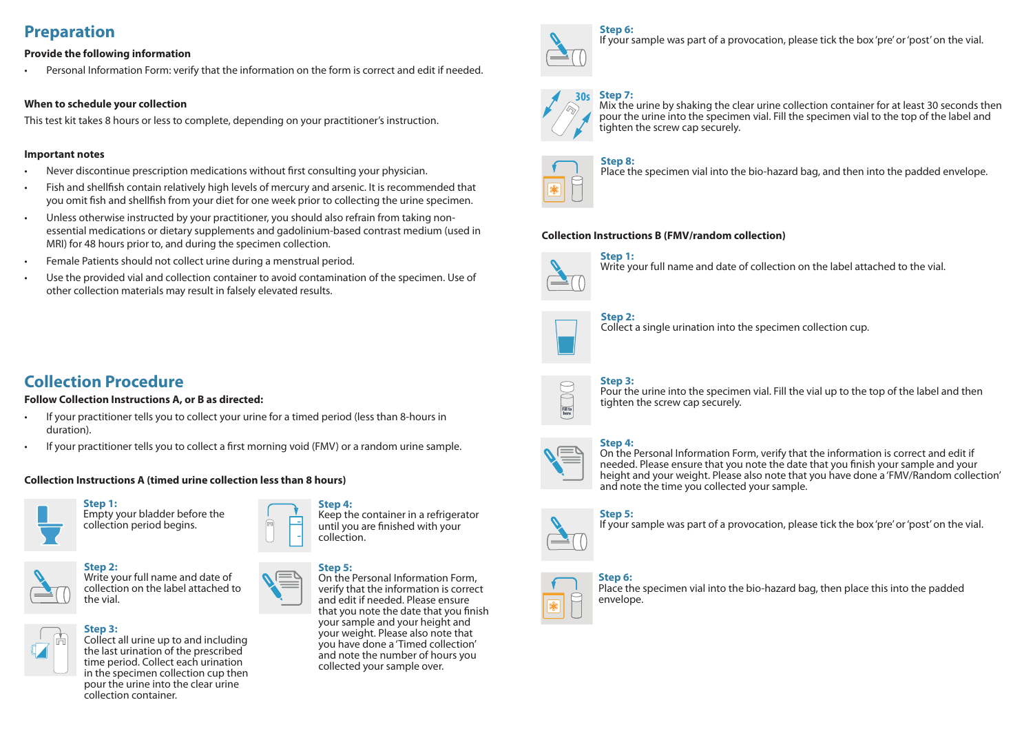# Preparation

**Provide the following information**

- Personal Information Form: verify that the information on the form is correct and edit if needed.

**When to schedule your collection**

This test kit takes 8 hours or less to complete, depending on your practitioner's instruction.

**Important notes**

- Never discontinue prescription medications without first consulting your physician.
- Fish and shellfish contain relatively high levels of mercury and arsenic. It is recommended that you omit fish and shellfish from your diet for one week prior to collecting the urine specimen.
- Unless otherwise instructed by your practitioner, you should also refrain from taking non-essential medications or dietary supplements and gadolinium-based contrast medium (used in MRI) for 48 hours prior to, and during the specimen collection.
- Female Patients should not collect urine during a menstrual period.
- Use the provided vial and collection container to avoid contamination of the specimen. Use of other collection materials may result in falsely elevated results.

# Collection Procedure

**Follow Collection Instructions A, or B as directed:**

- If your practitioner tells you to collect your urine for a timed period (less than 8-hours in duration).
- If your practitioner tells you to collect a first morning void (FMV) or a random urine sample.

**Collection Instructions A (timed urine collection less than 8 hours)**

**Step 1:**
Empty your bladder before the collection period begins.

**Step 2:**
Write your full name and date of collection on the label attached to the vial.

**Step 3:**
Collect all urine up to and including the last urination of the prescribed time period. Collect each urination in the specimen collection cup then pour the urine into the clear urine collection container.

**Step 4:**
Keep the container in a refrigerator until you are finished with your collection.

**Step 5:**
On the Personal Information Form, verify that the information is correct and edit if needed. Please ensure that you note the date that you finish your sample and your height and your weight. Please also note that you have done a 'Timed collection' and note the number of hours you collected your sample over.

**Step 6:**
If your sample was part of a provocation, please tick the box 'pre' or 'post' on the vial.

**Step 7:**
Mix the urine by shaking the clear urine collection container for at least 30 seconds then pour the urine into the specimen vial. Fill the specimen vial to the top of the label and tighten the screw cap securely.

**Step 8:**
Place the specimen vial into the bio-hazard bag, and then into the padded envelope.

**Collection Instructions B (FMV/random collection)**

**Step 1:**
Write your full name and date of collection on the label attached to the vial.

**Step 2:**
Collect a single urination into the specimen collection cup.

**Step 3:**
Pour the urine into the specimen vial. Fill the vial up to the top of the label and then tighten the screw cap securely.

**Step 4:**
On the Personal Information Form, verify that the information is correct and edit if needed. Please ensure that you note the date that you finish your sample and your height and your weight. Please also note that you have done a 'FMV/Random collection' and note the time you collected your sample.

**Step 5:**
If your sample was part of a provocation, please tick the box 'pre' or 'post' on the vial.

**Step 6:**
Place the specimen vial into the bio-hazard bag, then place this into the padded envelope.